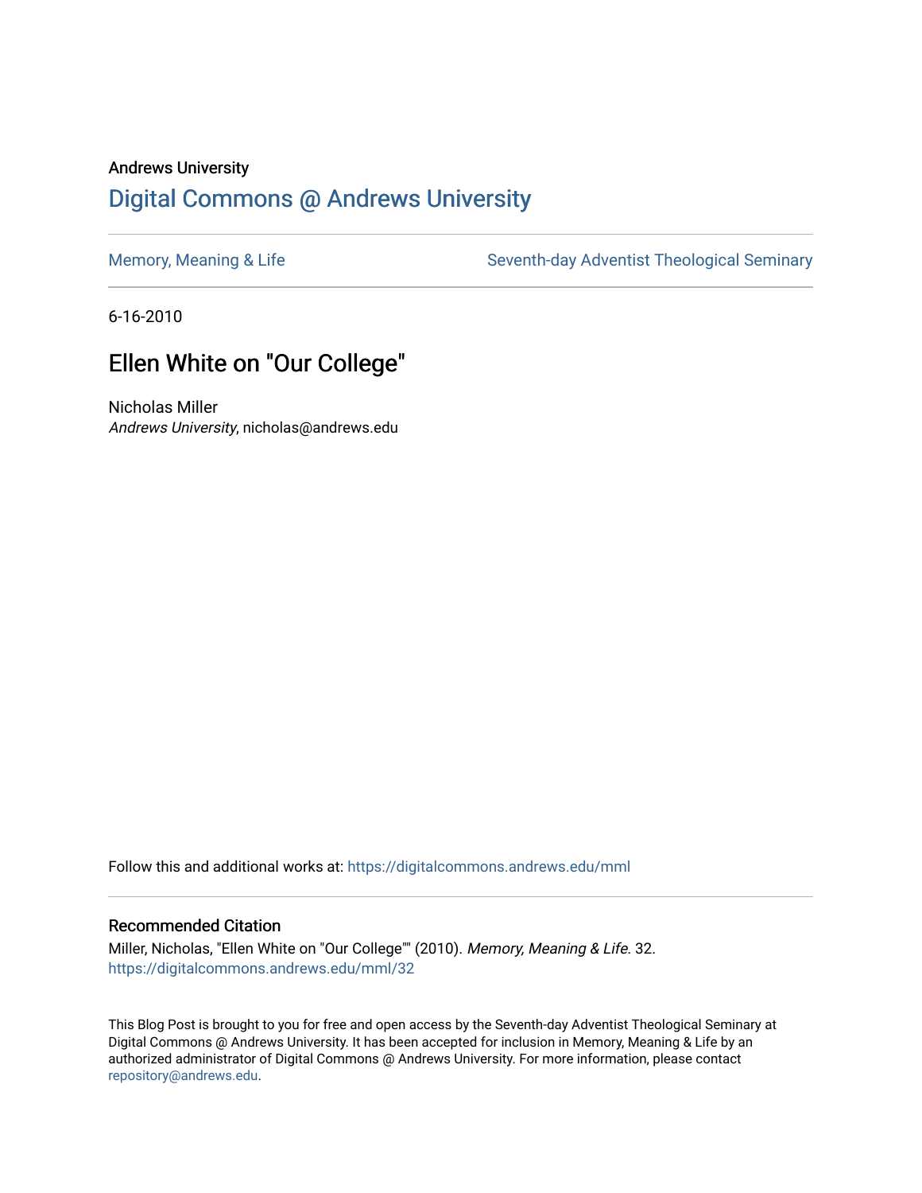Andrews University

# Digital Commons @ Andrews University

Memory, Meaning & Life

Seventh-day Adventist Theological Seminary

6-16-2010

## Ellen White on "Our College"

Nicholas Miller
*Andrews University*, nicholas@andrews.edu

Follow this and additional works at: https://digitalcommons.andrews.edu/mml

### Recommended Citation

Miller, Nicholas, "Ellen White on "Our College"" (2010). *Memory, Meaning & Life*. 32.
https://digitalcommons.andrews.edu/mml/32

This Blog Post is brought to you for free and open access by the Seventh-day Adventist Theological Seminary at Digital Commons @ Andrews University. It has been accepted for inclusion in Memory, Meaning & Life by an authorized administrator of Digital Commons @ Andrews University. For more information, please contact repository@andrews.edu.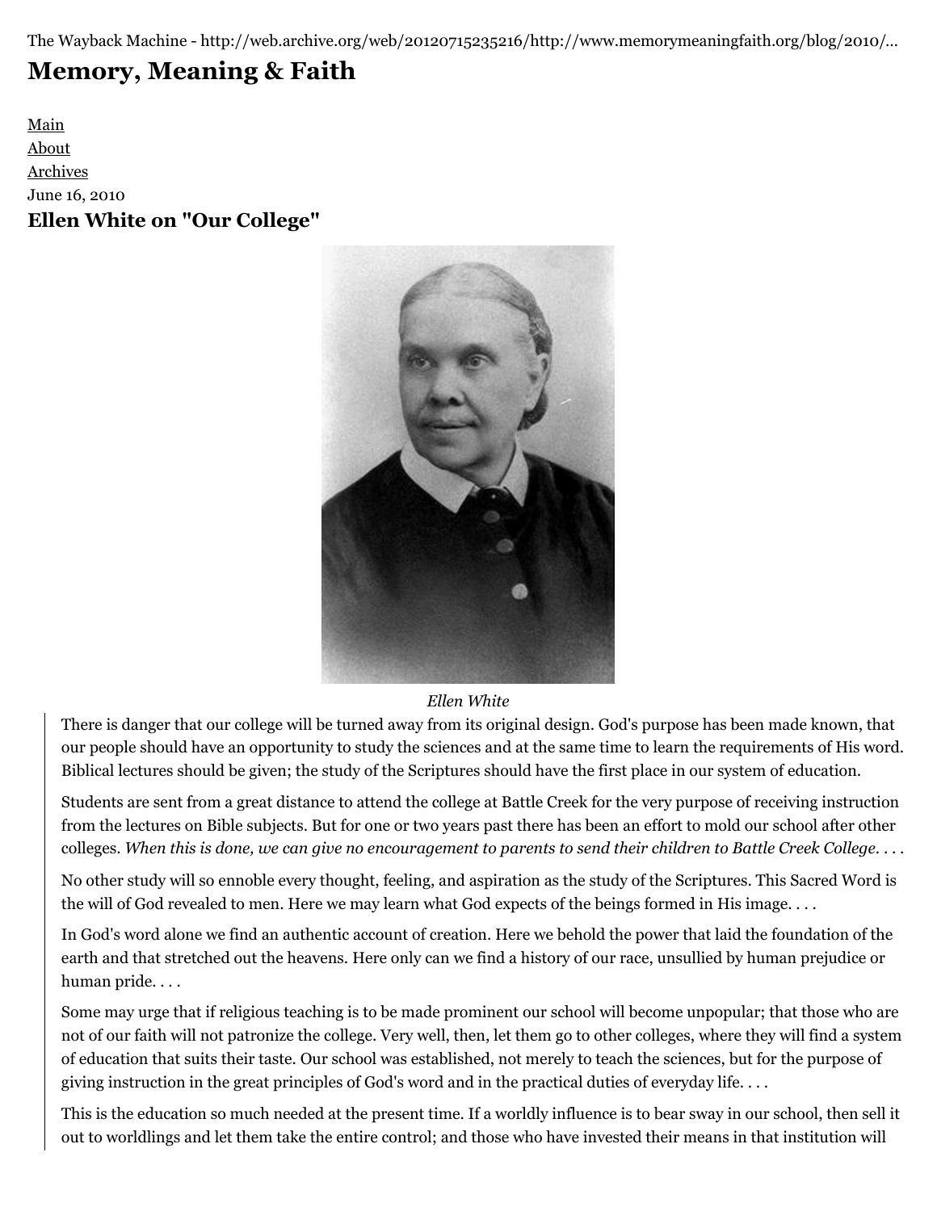The Wayback Machine - http://web.archive.org/web/20120715235216/http://www.memorymeaningfaith.org/blog/2010/...

# Memory, Meaning & Faith

[Main](#)
[About](#)
[Archives](#)

June 16, 2010

## Ellen White on "Our College"

*Ellen White*

> There is danger that our college will be turned away from its original design. God's purpose has been made known, that our people should have an opportunity to study the sciences and at the same time to learn the requirements of His word. Biblical lectures should be given; the study of the Scriptures should have the first place in our system of education.
>
> Students are sent from a great distance to attend the college at Battle Creek for the very purpose of receiving instruction from the lectures on Bible subjects. But for one or two years past there has been an effort to mold our school after other colleges. *When this is done, we can give no encouragement to parents to send their children to Battle Creek College*. . . .
>
> No other study will so ennoble every thought, feeling, and aspiration as the study of the Scriptures. This Sacred Word is the will of God revealed to men. Here we may learn what God expects of the beings formed in His image. . . .
>
> In God's word alone we find an authentic account of creation. Here we behold the power that laid the foundation of the earth and that stretched out the heavens. Here only can we find a history of our race, unsullied by human prejudice or human pride. . . .
>
> Some may urge that if religious teaching is to be made prominent our school will become unpopular; that those who are not of our faith will not patronize the college. Very well, then, let them go to other colleges, where they will find a system of education that suits their taste. Our school was established, not merely to teach the sciences, but for the purpose of giving instruction in the great principles of God's word and in the practical duties of everyday life. . . .
>
> This is the education so much needed at the present time. If a worldly influence is to bear sway in our school, then sell it out to worldlings and let them take the entire control; and those who have invested their means in that institution will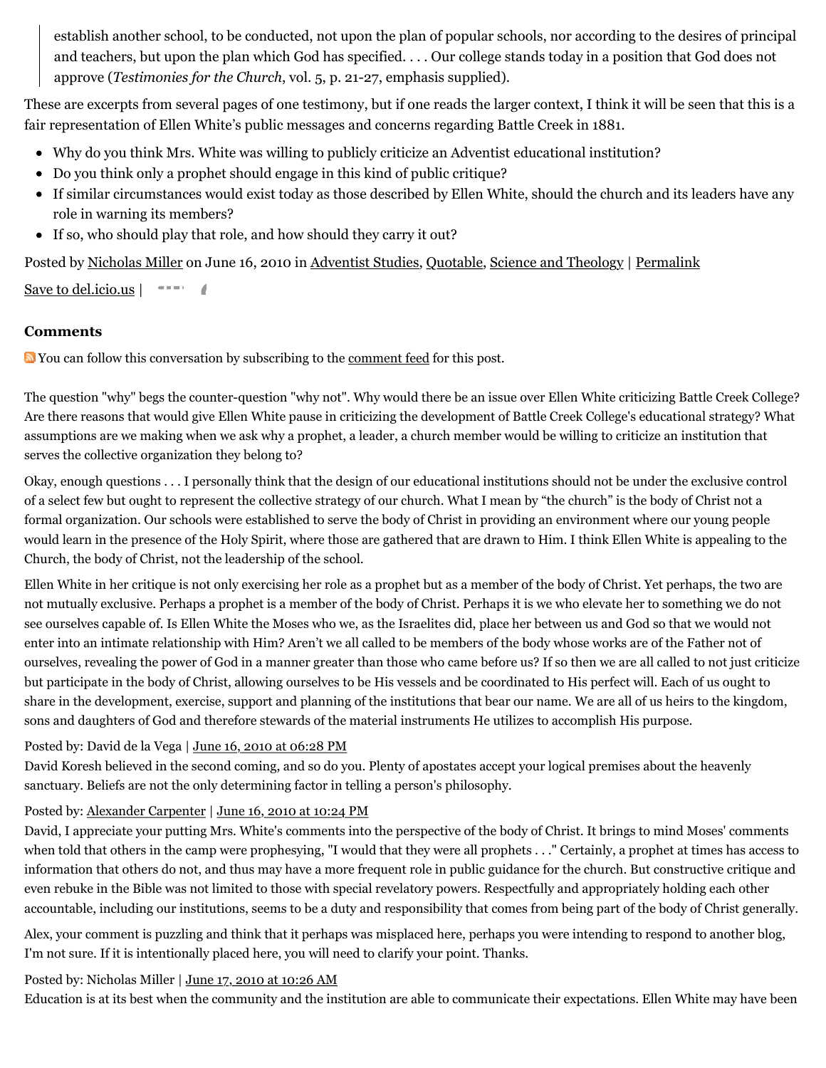> establish another school, to be conducted, not upon the plan of popular schools, nor according to the desires of principal and teachers, but upon the plan which God has specified. . . . Our college stands today in a position that God does not approve (*Testimonies for the Church*, vol. 5, p. 21-27, emphasis supplied).

These are excerpts from several pages of one testimony, but if one reads the larger context, I think it will be seen that this is a fair representation of Ellen White's public messages and concerns regarding Battle Creek in 1881.

- Why do you think Mrs. White was willing to publicly criticize an Adventist educational institution?
- Do you think only a prophet should engage in this kind of public critique?
- If similar circumstances would exist today as those described by Ellen White, should the church and its leaders have any role in warning its members?
- If so, who should play that role, and how should they carry it out?

Posted by Nicholas Miller on June 16, 2010 in Adventist Studies, Quotable, Science and Theology | Permalink

Save to del.icio.us |

### Comments

You can follow this conversation by subscribing to the comment feed for this post.

The question "why" begs the counter-question "why not". Why would there be an issue over Ellen White criticizing Battle Creek College? Are there reasons that would give Ellen White pause in criticizing the development of Battle Creek College's educational strategy? What assumptions are we making when we ask why a prophet, a leader, a church member would be willing to criticize an institution that serves the collective organization they belong to?

Okay, enough questions . . . I personally think that the design of our educational institutions should not be under the exclusive control of a select few but ought to represent the collective strategy of our church. What I mean by "the church" is the body of Christ not a formal organization. Our schools were established to serve the body of Christ in providing an environment where our young people would learn in the presence of the Holy Spirit, where those are gathered that are drawn to Him. I think Ellen White is appealing to the Church, the body of Christ, not the leadership of the school.

Ellen White in her critique is not only exercising her role as a prophet but as a member of the body of Christ. Yet perhaps, the two are not mutually exclusive. Perhaps a prophet is a member of the body of Christ. Perhaps it is we who elevate her to something we do not see ourselves capable of. Is Ellen White the Moses who we, as the Israelites did, place her between us and God so that we would not enter into an intimate relationship with Him? Aren't we all called to be members of the body whose works are of the Father not of ourselves, revealing the power of God in a manner greater than those who came before us? If so then we are all called to not just criticize but participate in the body of Christ, allowing ourselves to be His vessels and be coordinated to His perfect will. Each of us ought to share in the development, exercise, support and planning of the institutions that bear our name. We are all of us heirs to the kingdom, sons and daughters of God and therefore stewards of the material instruments He utilizes to accomplish His purpose.

Posted by: David de la Vega | June 16, 2010 at 06:28 PM

David Koresh believed in the second coming, and so do you. Plenty of apostates accept your logical premises about the heavenly sanctuary. Beliefs are not the only determining factor in telling a person's philosophy.

Posted by: Alexander Carpenter | June 16, 2010 at 10:24 PM

David, I appreciate your putting Mrs. White's comments into the perspective of the body of Christ. It brings to mind Moses' comments when told that others in the camp were prophesying, "I would that they were all prophets . . ." Certainly, a prophet at times has access to information that others do not, and thus may have a more frequent role in public guidance for the church. But constructive critique and even rebuke in the Bible was not limited to those with special revelatory powers. Respectfully and appropriately holding each other accountable, including our institutions, seems to be a duty and responsibility that comes from being part of the body of Christ generally.

Alex, your comment is puzzling and think that it perhaps was misplaced here, perhaps you were intending to respond to another blog, I'm not sure. If it is intentionally placed here, you will need to clarify your point. Thanks.

Posted by: Nicholas Miller | June 17, 2010 at 10:26 AM

Education is at its best when the community and the institution are able to communicate their expectations. Ellen White may have been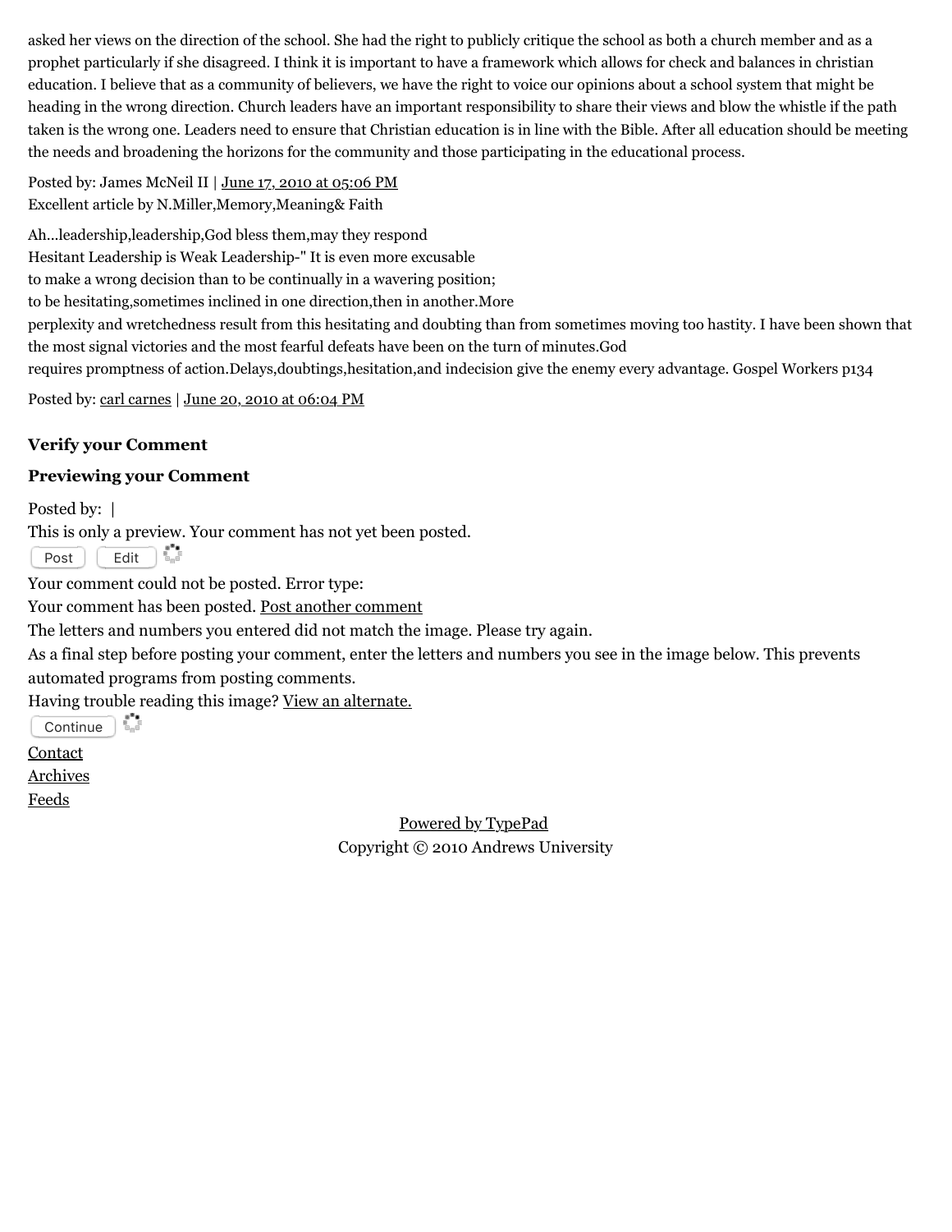asked her views on the direction of the school. She had the right to publicly critique the school as both a church member and as a prophet particularly if she disagreed. I think it is important to have a framework which allows for check and balances in christian education. I believe that as a community of believers, we have the right to voice our opinions about a school system that might be heading in the wrong direction. Church leaders have an important responsibility to share their views and blow the whistle if the path taken is the wrong one. Leaders need to ensure that Christian education is in line with the Bible. After all education should be meeting the needs and broadening the horizons for the community and those participating in the educational process.

Posted by: James McNeil II | June 17, 2010 at 05:06 PM

Excellent article by N.Miller,Memory,Meaning& Faith

Ah...leadership,leadership,God bless them,may they respond
Hesitant Leadership is Weak Leadership-" It is even more excusable
to make a wrong decision than to be continually in a wavering position;
to be hesitating,sometimes inclined in one direction,then in another.More
perplexity and wretchedness result from this hesitating and doubting than from sometimes moving too hastity. I have been shown that the most signal victories and the most fearful defeats have been on the turn of minutes.God
requires promptness of action.Delays,doubtings,hesitation,and indecision give the enemy every advantage. Gospel Workers p134

Posted by: carl carnes | June 20, 2010 at 06:04 PM

### Verify your Comment

### Previewing your Comment

Posted by: |

This is only a preview. Your comment has not yet been posted.

Post Edit

Your comment could not be posted. Error type:

Your comment has been posted. Post another comment

The letters and numbers you entered did not match the image. Please try again.

As a final step before posting your comment, enter the letters and numbers you see in the image below. This prevents automated programs from posting comments.

Having trouble reading this image? View an alternate.

Continue

Contact

Archives

Feeds

Powered by TypePad

Copyright © 2010 Andrews University